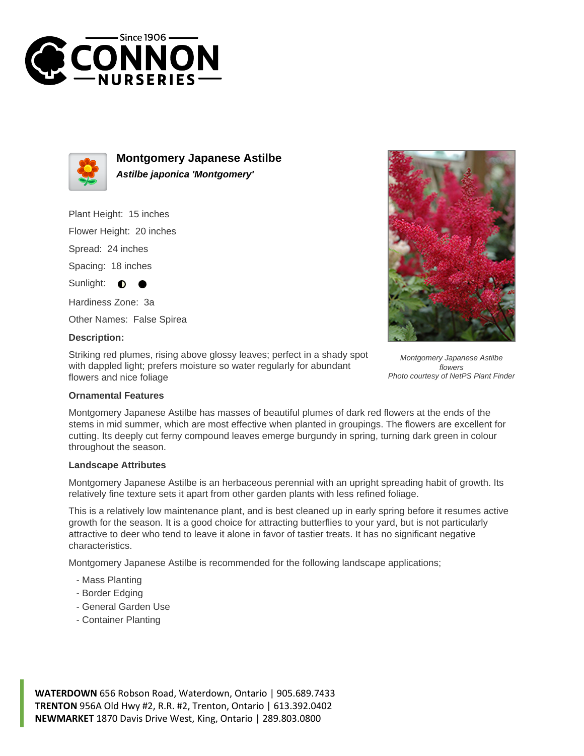# Montgomery Japanese Astilbe

***Astilbe japonica 'Montgomery'***

Plant Height: 15 inches

Flower Height: 20 inches

Spread: 24 inches

Spacing: 18 inches

Sunlight: ◐ ●

Hardiness Zone: 3a

Other Names: False Spirea

**Description:**

Striking red plumes, rising above glossy leaves; perfect in a shady spot with dappled light; prefers moisture so water regularly for abundant flowers and nice foliage

*Montgomery Japanese Astilbe flowers*
*Photo courtesy of NetPS Plant Finder*

### Ornamental Features

Montgomery Japanese Astilbe has masses of beautiful plumes of dark red flowers at the ends of the stems in mid summer, which are most effective when planted in groupings. The flowers are excellent for cutting. Its deeply cut ferny compound leaves emerge burgundy in spring, turning dark green in colour throughout the season.

### Landscape Attributes

Montgomery Japanese Astilbe is an herbaceous perennial with an upright spreading habit of growth. Its relatively fine texture sets it apart from other garden plants with less refined foliage.

This is a relatively low maintenance plant, and is best cleaned up in early spring before it resumes active growth for the season. It is a good choice for attracting butterflies to your yard, but is not particularly attractive to deer who tend to leave it alone in favor of tastier treats. It has no significant negative characteristics.

Montgomery Japanese Astilbe is recommended for the following landscape applications;

- Mass Planting
- Border Edging
- General Garden Use
- Container Planting

**WATERDOWN** 656 Robson Road, Waterdown, Ontario | 905.689.7433
**TRENTON** 956A Old Hwy #2, R.R. #2, Trenton, Ontario | 613.392.0402
**NEWMARKET** 1870 Davis Drive West, King, Ontario | 289.803.0800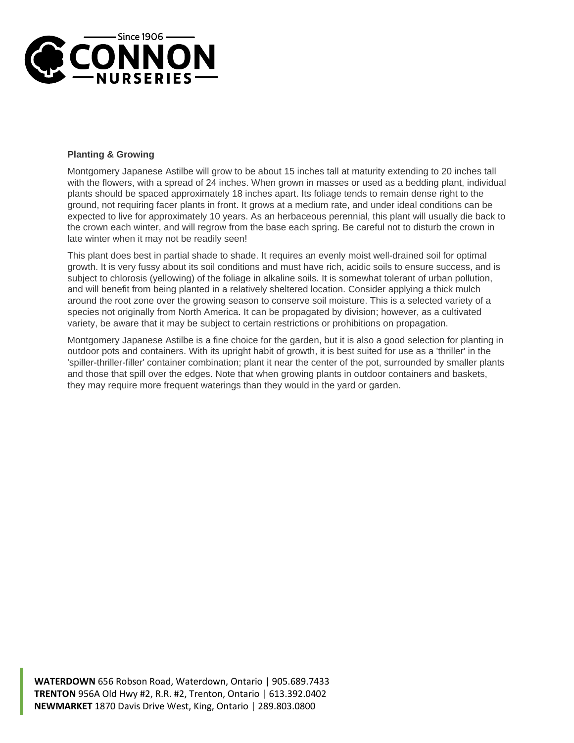### Planting & Growing

Montgomery Japanese Astilbe will grow to be about 15 inches tall at maturity extending to 20 inches tall with the flowers, with a spread of 24 inches. When grown in masses or used as a bedding plant, individual plants should be spaced approximately 18 inches apart. Its foliage tends to remain dense right to the ground, not requiring facer plants in front. It grows at a medium rate, and under ideal conditions can be expected to live for approximately 10 years. As an herbaceous perennial, this plant will usually die back to the crown each winter, and will regrow from the base each spring. Be careful not to disturb the crown in late winter when it may not be readily seen!

This plant does best in partial shade to shade. It requires an evenly moist well-drained soil for optimal growth. It is very fussy about its soil conditions and must have rich, acidic soils to ensure success, and is subject to chlorosis (yellowing) of the foliage in alkaline soils. It is somewhat tolerant of urban pollution, and will benefit from being planted in a relatively sheltered location. Consider applying a thick mulch around the root zone over the growing season to conserve soil moisture. This is a selected variety of a species not originally from North America. It can be propagated by division; however, as a cultivated variety, be aware that it may be subject to certain restrictions or prohibitions on propagation.

Montgomery Japanese Astilbe is a fine choice for the garden, but it is also a good selection for planting in outdoor pots and containers. With its upright habit of growth, it is best suited for use as a 'thriller' in the 'spiller-thriller-filler' container combination; plant it near the center of the pot, surrounded by smaller plants and those that spill over the edges. Note that when growing plants in outdoor containers and baskets, they may require more frequent waterings than they would in the yard or garden.